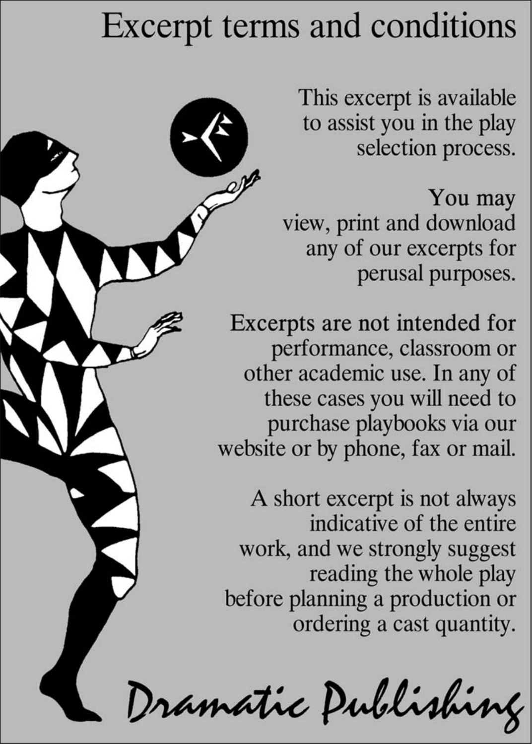# Excerpt terms and conditions

This excerpt is available to assist you in the play selection process.

You may view, print and download any of our excerpts for perusal purposes.

Excerpts are not intended for performance, classroom or other academic use. In any of these cases you will need to purchase playbooks via our website or by phone, fax or mail.

A short excerpt is not always indicative of the entire work, and we strongly suggest reading the whole play before planning a production or ordering a cast quantity.

Dramatic Publishing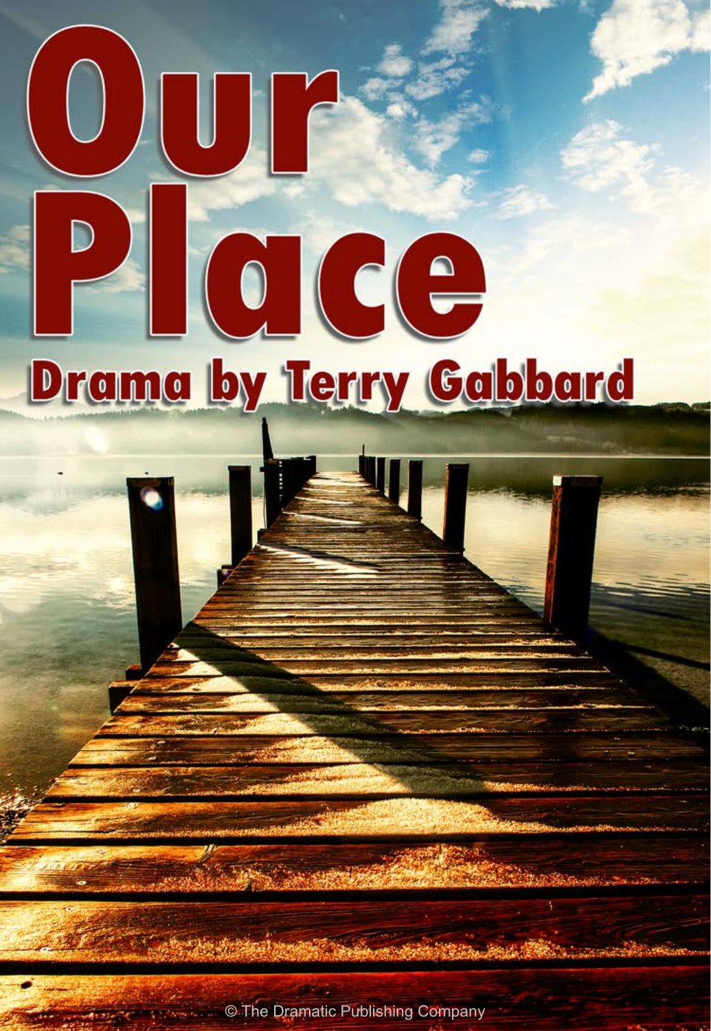# Our Place

## Drama by Terry Gabbard

© The Dramatic Publishing Company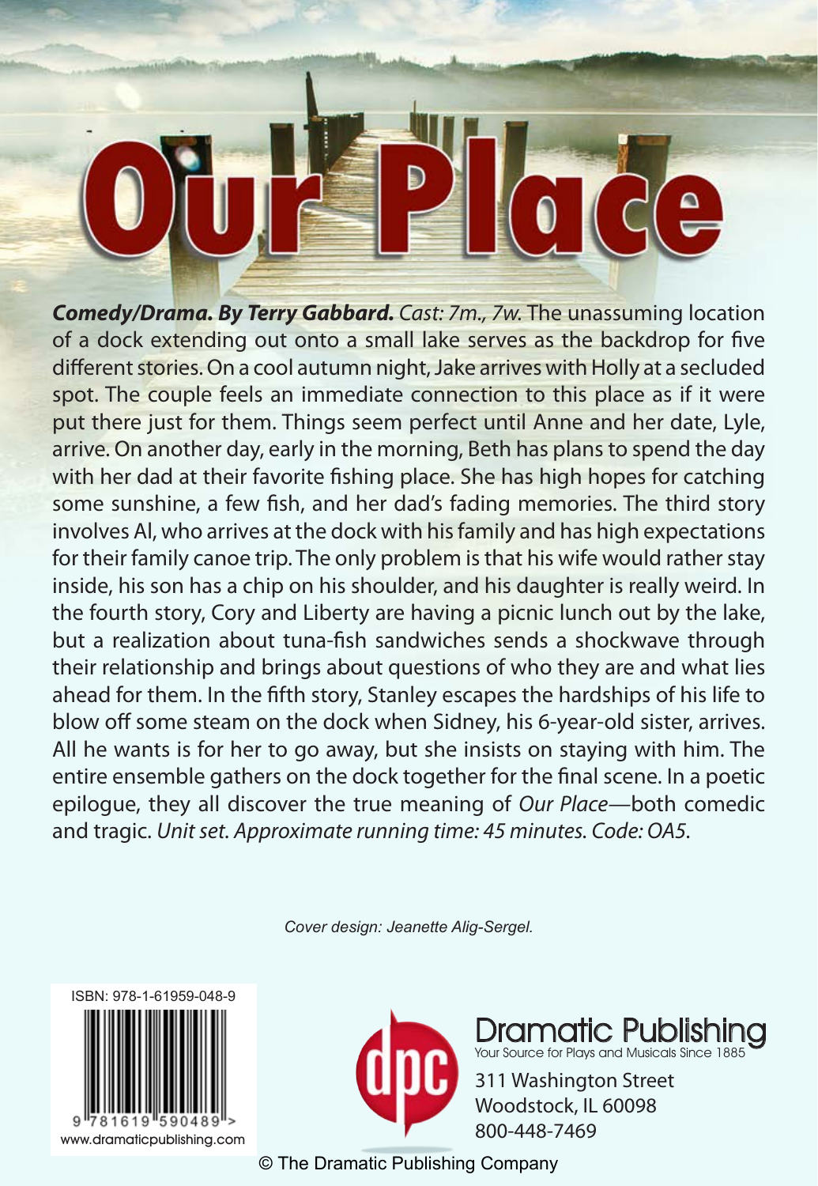# Our Place

***Comedy/Drama. By Terry Gabbard.*** *Cast: 7m., 7w.* The unassuming location of a dock extending out onto a small lake serves as the backdrop for five different stories. On a cool autumn night, Jake arrives with Holly at a secluded spot. The couple feels an immediate connection to this place as if it were put there just for them. Things seem perfect until Anne and her date, Lyle, arrive. On another day, early in the morning, Beth has plans to spend the day with her dad at their favorite fishing place. She has high hopes for catching some sunshine, a few fish, and her dad's fading memories. The third story involves Al, who arrives at the dock with his family and has high expectations for their family canoe trip. The only problem is that his wife would rather stay inside, his son has a chip on his shoulder, and his daughter is really weird. In the fourth story, Cory and Liberty are having a picnic lunch out by the lake, but a realization about tuna-fish sandwiches sends a shockwave through their relationship and brings about questions of who they are and what lies ahead for them. In the fifth story, Stanley escapes the hardships of his life to blow off some steam on the dock when Sidney, his 6-year-old sister, arrives. All he wants is for her to go away, but she insists on staying with him. The entire ensemble gathers on the dock together for the final scene. In a poetic epilogue, they all discover the true meaning of *Our Place*—both comedic and tragic. *Unit set. Approximate running time: 45 minutes. Code: OA5.*

*Cover design: Jeanette Alig-Sergel.*

ISBN: 978-1-61959-048-9

9 781619 590489

www.dramaticpublishing.com

Dramatic Publishing
Your Source for Plays and Musicals Since 1885
311 Washington Street
Woodstock, IL 60098
800-448-7469

© The Dramatic Publishing Company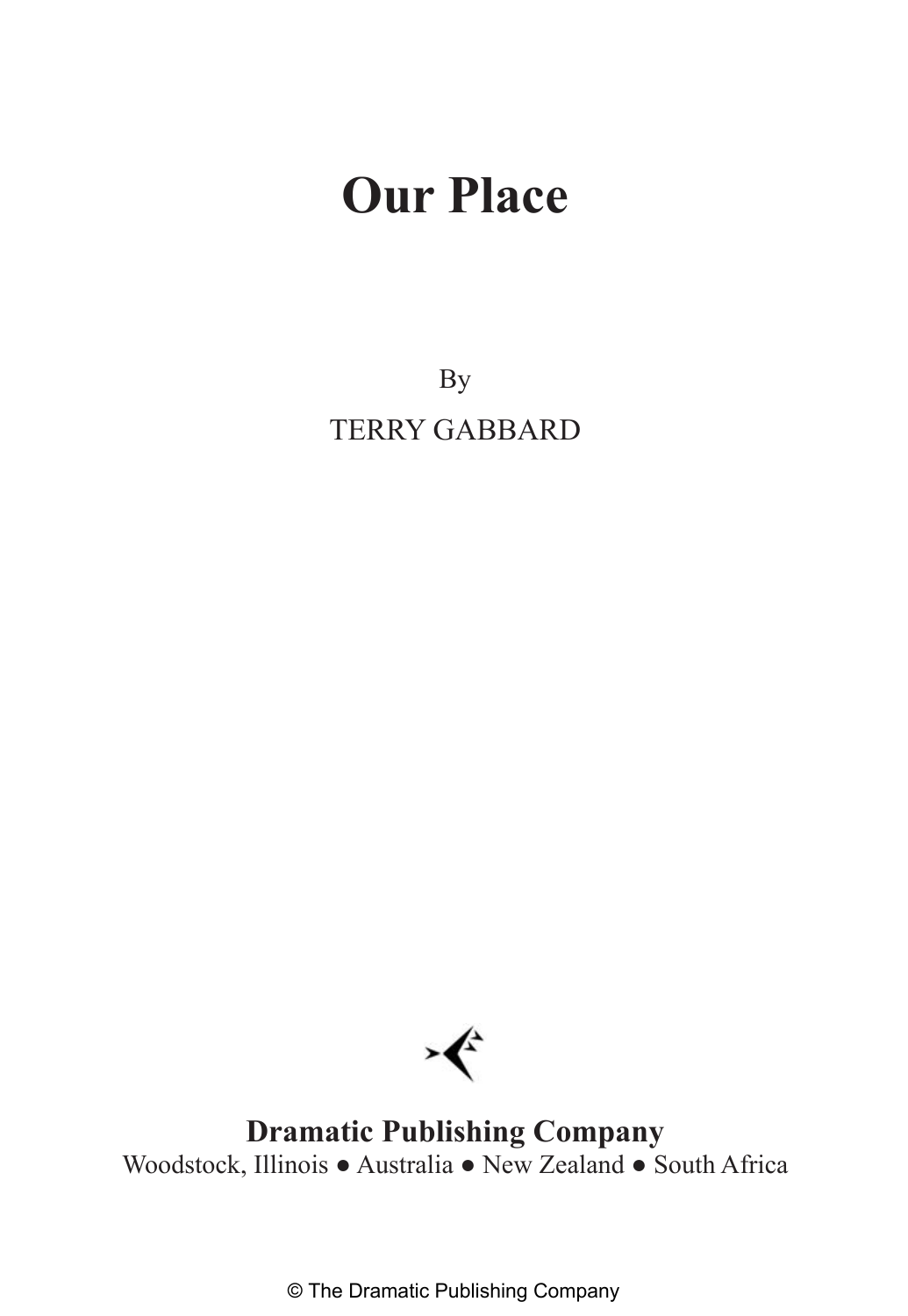# Our Place

By

TERRY GABBARD

**Dramatic Publishing Company**

Woodstock, Illinois ● Australia ● New Zealand ● South Africa

© The Dramatic Publishing Company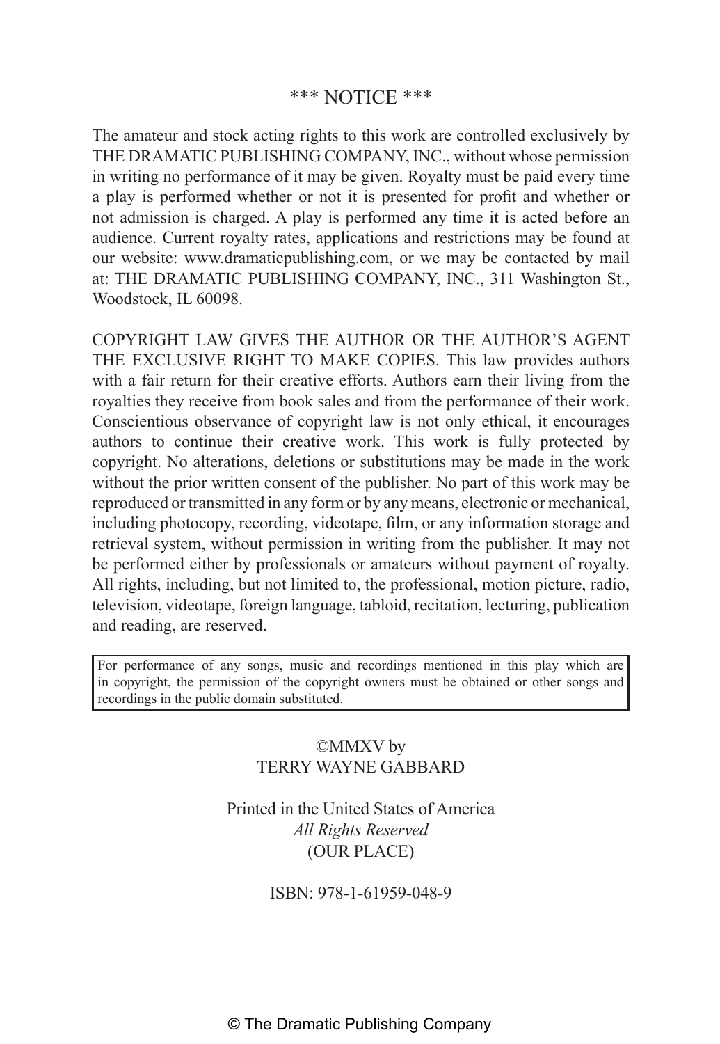\*\*\* NOTICE \*\*\*

The amateur and stock acting rights to this work are controlled exclusively by THE DRAMATIC PUBLISHING COMPANY, INC., without whose permission in writing no performance of it may be given. Royalty must be paid every time a play is performed whether or not it is presented for profit and whether or not admission is charged. A play is performed any time it is acted before an audience. Current royalty rates, applications and restrictions may be found at our website: www.dramaticpublishing.com, or we may be contacted by mail at: THE DRAMATIC PUBLISHING COMPANY, INC., 311 Washington St., Woodstock, IL 60098.

COPYRIGHT LAW GIVES THE AUTHOR OR THE AUTHOR'S AGENT THE EXCLUSIVE RIGHT TO MAKE COPIES. This law provides authors with a fair return for their creative efforts. Authors earn their living from the royalties they receive from book sales and from the performance of their work. Conscientious observance of copyright law is not only ethical, it encourages authors to continue their creative work. This work is fully protected by copyright. No alterations, deletions or substitutions may be made in the work without the prior written consent of the publisher. No part of this work may be reproduced or transmitted in any form or by any means, electronic or mechanical, including photocopy, recording, videotape, film, or any information storage and retrieval system, without permission in writing from the publisher. It may not be performed either by professionals or amateurs without payment of royalty. All rights, including, but not limited to, the professional, motion picture, radio, television, videotape, foreign language, tabloid, recitation, lecturing, publication and reading, are reserved.

For performance of any songs, music and recordings mentioned in this play which are in copyright, the permission of the copyright owners must be obtained or other songs and recordings in the public domain substituted.

©MMXV by
TERRY WAYNE GABBARD

Printed in the United States of America
*All Rights Reserved*
(OUR PLACE)

ISBN: 978-1-61959-048-9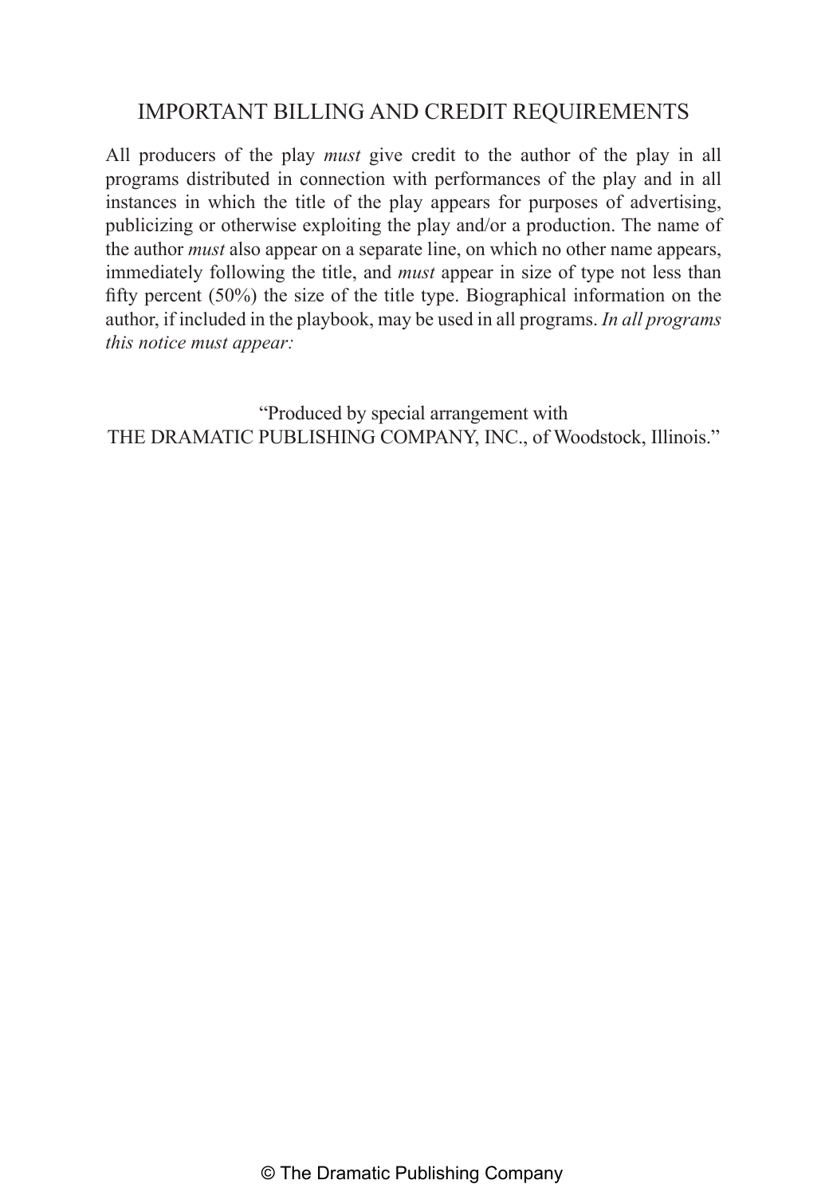## IMPORTANT BILLING AND CREDIT REQUIREMENTS

All producers of the play *must* give credit to the author of the play in all programs distributed in connection with performances of the play and in all instances in which the title of the play appears for purposes of advertising, publicizing or otherwise exploiting the play and/or a production. The name of the author *must* also appear on a separate line, on which no other name appears, immediately following the title, and *must* appear in size of type not less than fifty percent (50%) the size of the title type. Biographical information on the author, if included in the playbook, may be used in all programs. *In all programs this notice must appear:*

"Produced by special arrangement with
THE DRAMATIC PUBLISHING COMPANY, INC., of Woodstock, Illinois."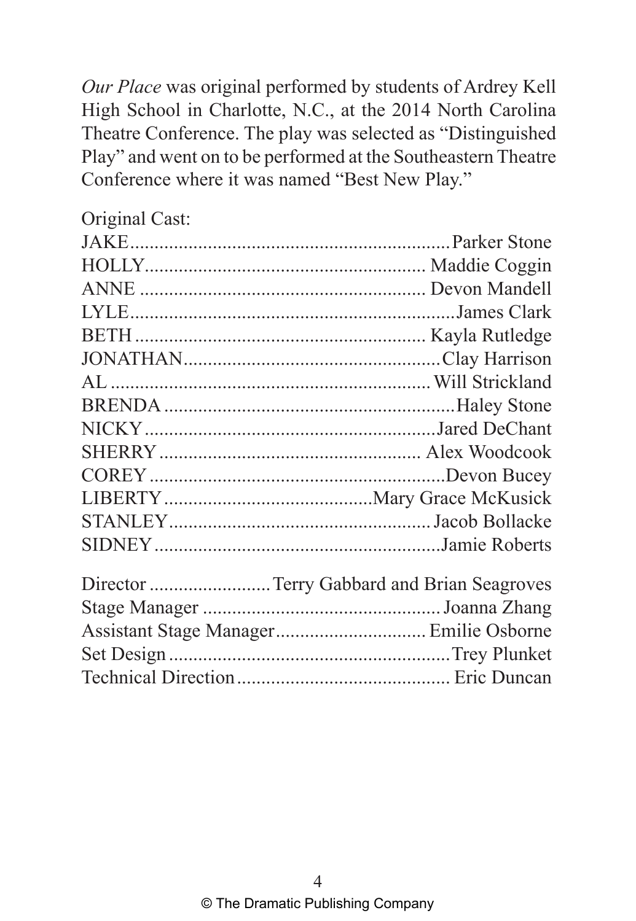*Our Place* was original performed by students of Ardrey Kell High School in Charlotte, N.C., at the 2014 North Carolina Theatre Conference. The play was selected as "Distinguished Play" and went on to be performed at the Southeastern Theatre Conference where it was named "Best New Play."

Original Cast:

JAKE................................................................Parker Stone
HOLLY......................................................... Maddie Coggin
ANNE .......................................................... Devon Mandell
LYLE.................................................................James Clark
BETH ........................................................... Kayla Rutledge
JONATHAN....................................................Clay Harrison
AL ................................................................. Will Strickland
BRENDA ..........................................................Haley Stone
NICKY ...........................................................Jared DeChant
SHERRY ..................................................... Alex Woodcook
COREY ............................................................Devon Bucey
LIBERTY ..........................................Mary Grace McKusick
STANLEY...................................................... Jacob Bollacke
SIDNEY .........................................................Jamie Roberts

Director ........................ Terry Gabbard and Brian Seagroves
Stage Manager ................................................. Joanna Zhang
Assistant Stage Manager............................... Emilie Osborne
Set Design .........................................................Trey Plunket
Technical Direction............................................ Eric Duncan

© The Dramatic Publishing Company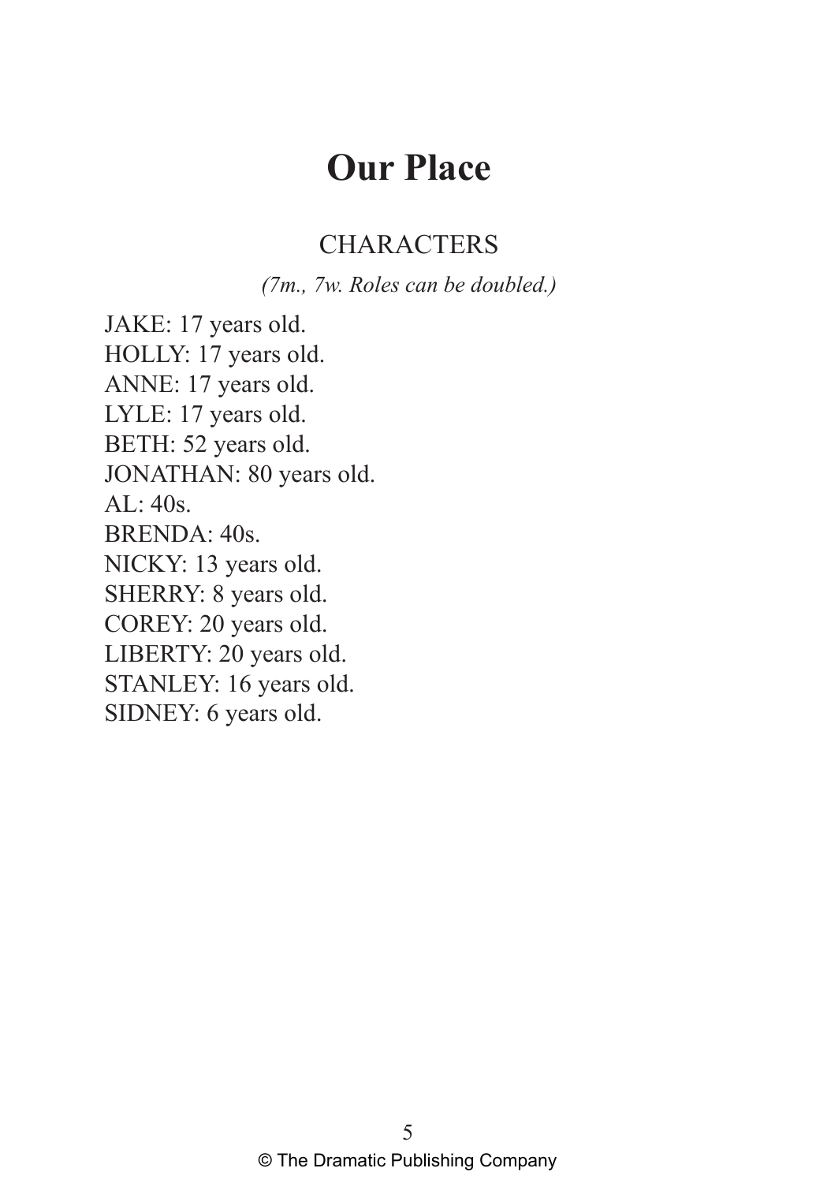# Our Place

## CHARACTERS

*(7m., 7w. Roles can be doubled.)*

JAKE: 17 years old.
HOLLY: 17 years old.
ANNE: 17 years old.
LYLE: 17 years old.
BETH: 52 years old.
JONATHAN: 80 years old.
AL: 40s.
BRENDA: 40s.
NICKY: 13 years old.
SHERRY: 8 years old.
COREY: 20 years old.
LIBERTY: 20 years old.
STANLEY: 16 years old.
SIDNEY: 6 years old.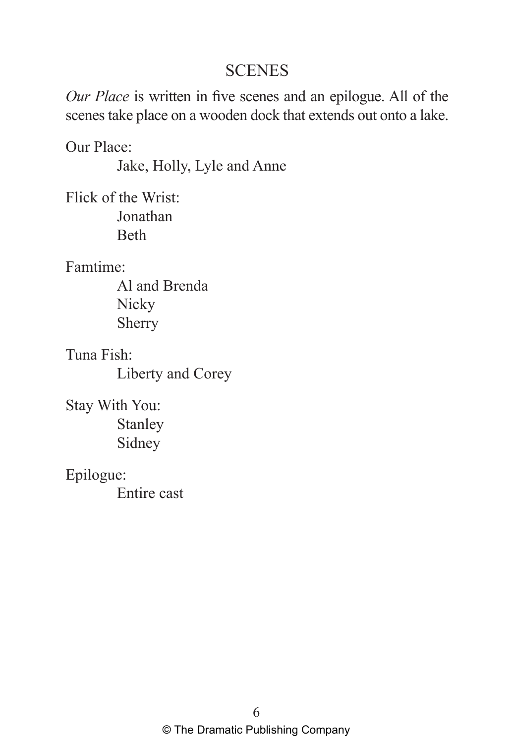## SCENES

*Our Place* is written in five scenes and an epilogue. All of the scenes take place on a wooden dock that extends out onto a lake.

Our Place:
    Jake, Holly, Lyle and Anne

Flick of the Wrist:
    Jonathan
    Beth

Famtime:
    Al and Brenda
    Nicky
    Sherry

Tuna Fish:
    Liberty and Corey

Stay With You:
    Stanley
    Sidney

Epilogue:
    Entire cast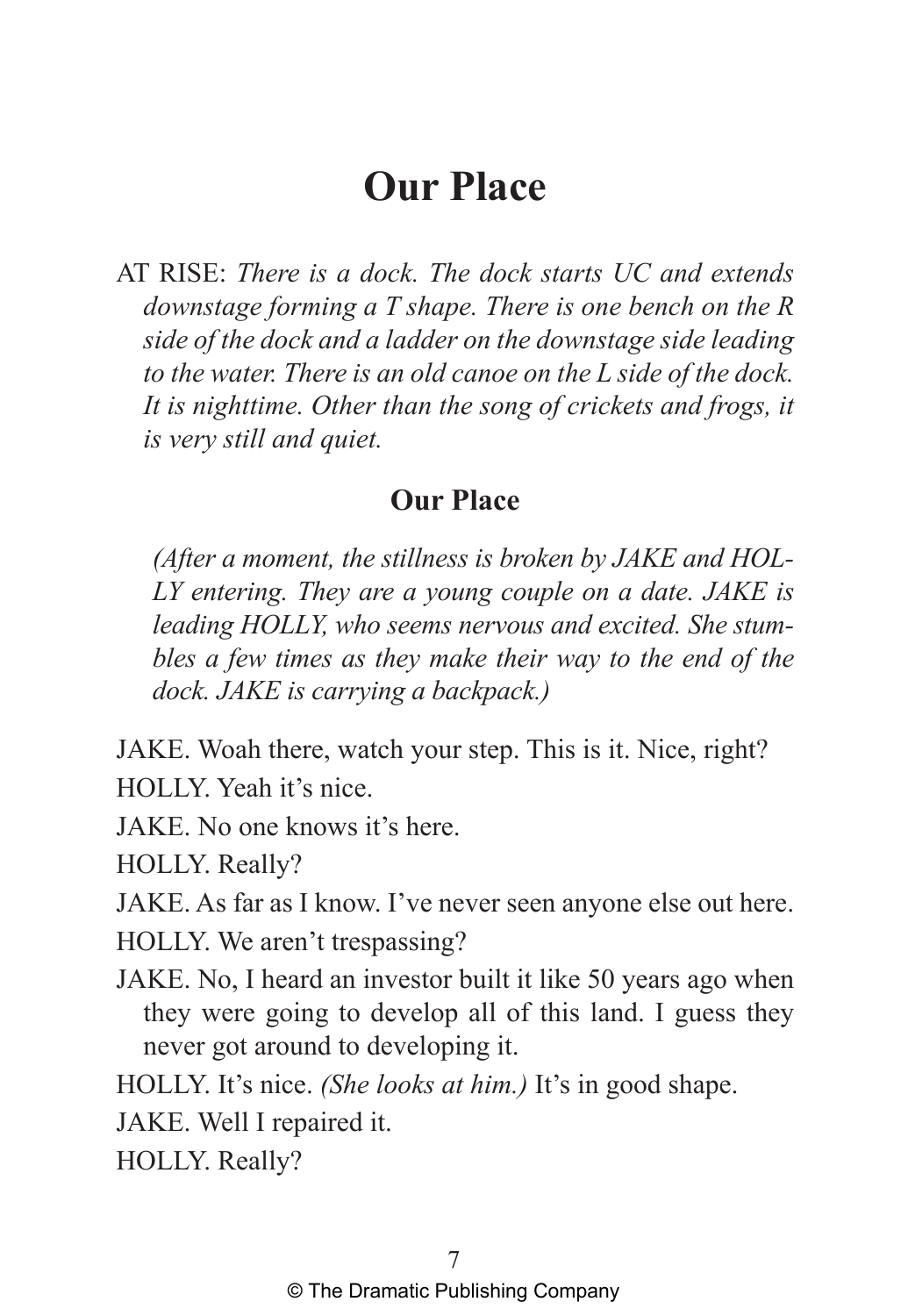# Our Place

AT RISE: *There is a dock. The dock starts UC and extends downstage forming a T shape. There is one bench on the R side of the dock and a ladder on the downstage side leading to the water. There is an old canoe on the L side of the dock. It is nighttime. Other than the song of crickets and frogs, it is very still and quiet.*

## Our Place

*(After a moment, the stillness is broken by JAKE and HOLLY entering. They are a young couple on a date. JAKE is leading HOLLY, who seems nervous and excited. She stumbles a few times as they make their way to the end of the dock. JAKE is carrying a backpack.)*

JAKE. Woah there, watch your step. This is it. Nice, right?

HOLLY. Yeah it's nice.

JAKE. No one knows it's here.

HOLLY. Really?

JAKE. As far as I know. I've never seen anyone else out here.

HOLLY. We aren't trespassing?

JAKE. No, I heard an investor built it like 50 years ago when they were going to develop all of this land. I guess they never got around to developing it.

HOLLY. It's nice. *(She looks at him.)* It's in good shape.

JAKE. Well I repaired it.

HOLLY. Really?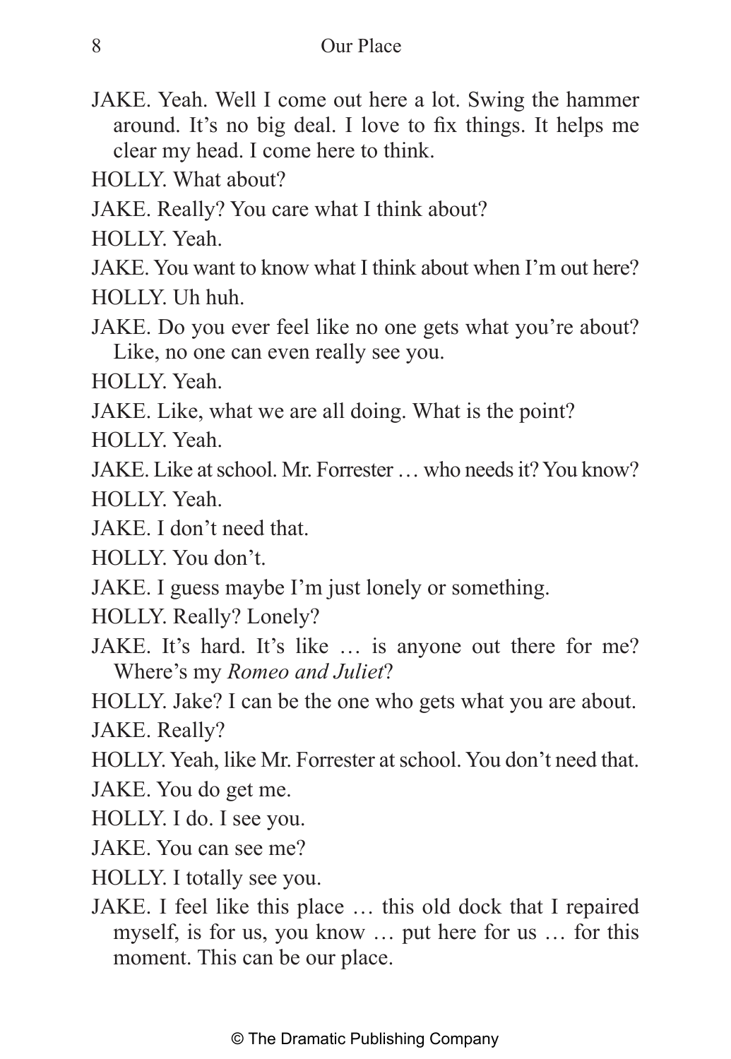JAKE. Yeah. Well I come out here a lot. Swing the hammer around. It's no big deal. I love to fix things. It helps me clear my head. I come here to think.

HOLLY. What about?

JAKE. Really? You care what I think about?

HOLLY. Yeah.

JAKE. You want to know what I think about when I'm out here?

HOLLY. Uh huh.

JAKE. Do you ever feel like no one gets what you're about? Like, no one can even really see you.

HOLLY. Yeah.

JAKE. Like, what we are all doing. What is the point?

HOLLY. Yeah.

JAKE. Like at school. Mr. Forrester … who needs it? You know?

HOLLY. Yeah.

JAKE. I don't need that.

HOLLY. You don't.

JAKE. I guess maybe I'm just lonely or something.

HOLLY. Really? Lonely?

JAKE. It's hard. It's like … is anyone out there for me? Where's my *Romeo and Juliet*?

HOLLY. Jake? I can be the one who gets what you are about.

JAKE. Really?

HOLLY. Yeah, like Mr. Forrester at school. You don't need that.

JAKE. You do get me.

HOLLY. I do. I see you.

JAKE. You can see me?

HOLLY. I totally see you.

JAKE. I feel like this place … this old dock that I repaired myself, is for us, you know … put here for us … for this moment. This can be our place.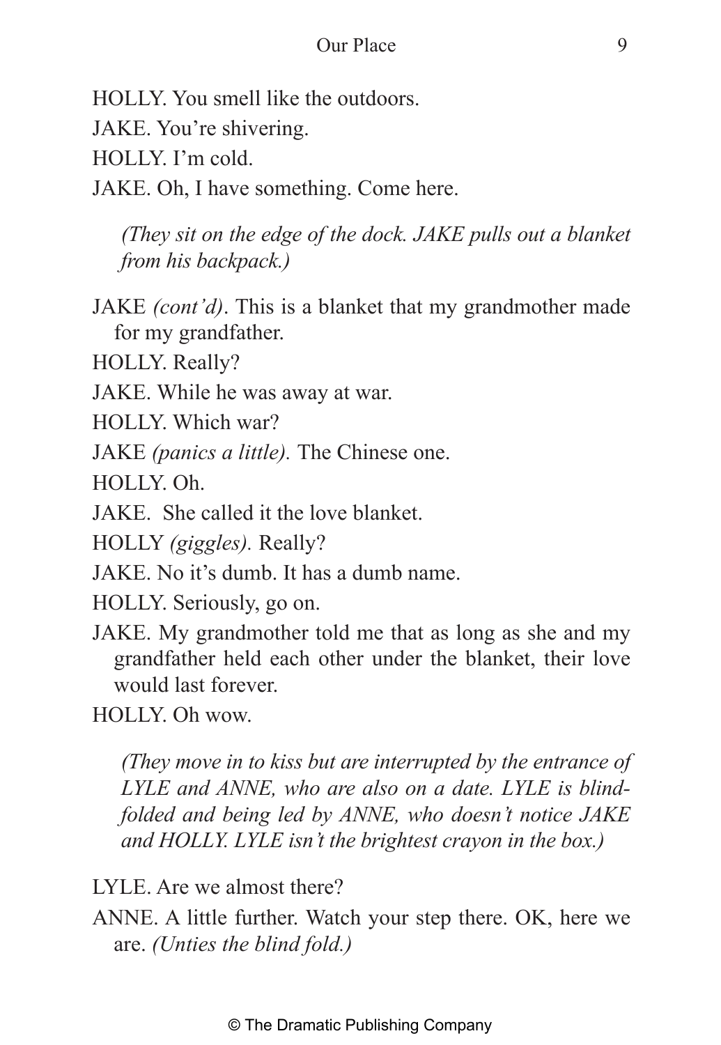HOLLY. You smell like the outdoors.

JAKE. You're shivering.

HOLLY. I'm cold.

JAKE. Oh, I have something. Come here.

*(They sit on the edge of the dock. JAKE pulls out a blanket from his backpack.)*

JAKE *(cont'd)*. This is a blanket that my grandmother made for my grandfather.

HOLLY. Really?

JAKE. While he was away at war.

HOLLY. Which war?

JAKE *(panics a little).* The Chinese one.

HOLLY. Oh.

JAKE. She called it the love blanket.

HOLLY *(giggles).* Really?

JAKE. No it's dumb. It has a dumb name.

HOLLY. Seriously, go on.

JAKE. My grandmother told me that as long as she and my grandfather held each other under the blanket, their love would last forever.

HOLLY. Oh wow.

*(They move in to kiss but are interrupted by the entrance of LYLE and ANNE, who are also on a date. LYLE is blindfolded and being led by ANNE, who doesn't notice JAKE and HOLLY. LYLE isn't the brightest crayon in the box.)*

LYLE. Are we almost there?

ANNE. A little further. Watch your step there. OK, here we are. *(Unties the blind fold.)*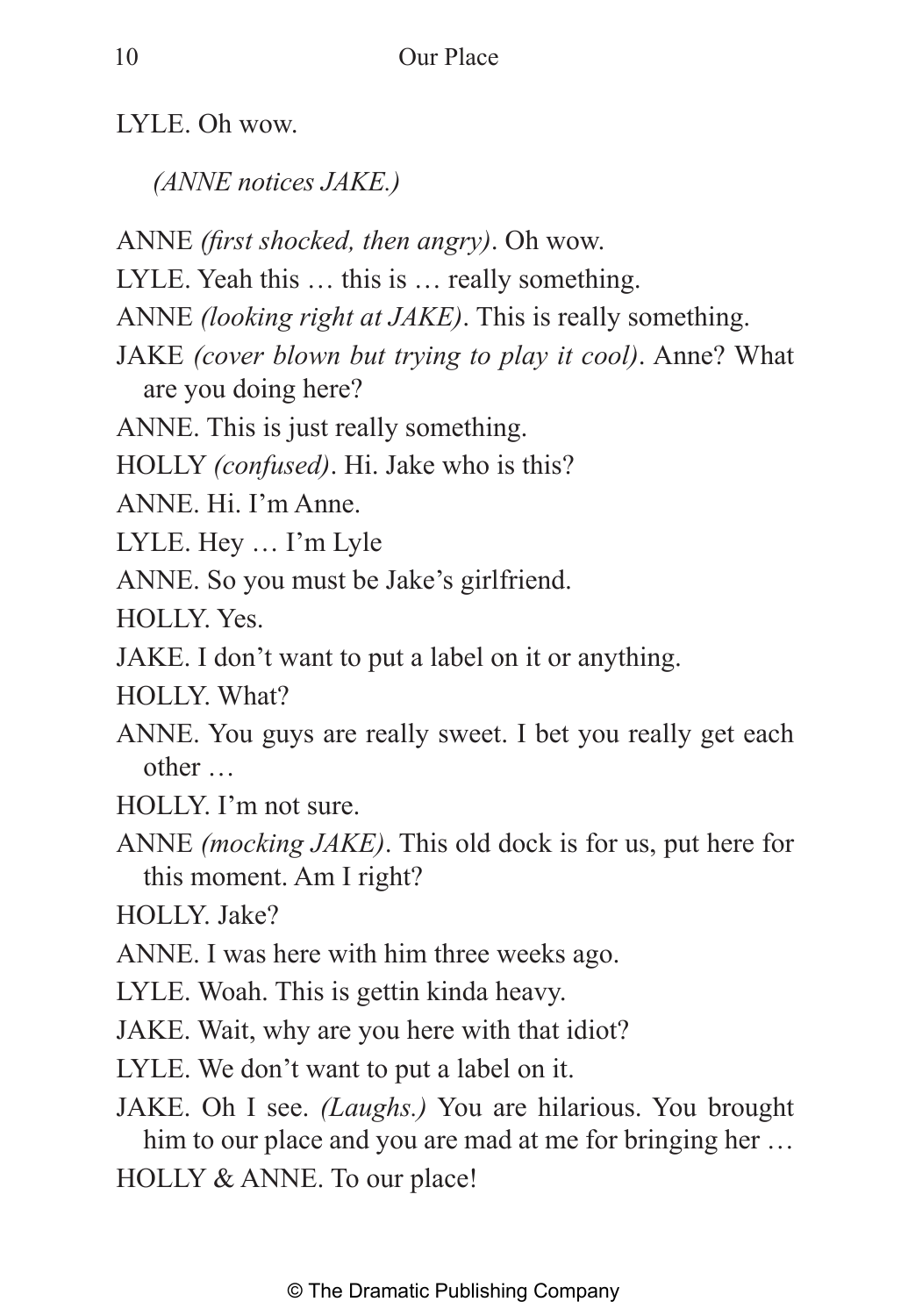LYLE. Oh wow.

*(ANNE notices JAKE.)*

ANNE *(first shocked, then angry)*. Oh wow.

LYLE. Yeah this … this is … really something.

ANNE *(looking right at JAKE)*. This is really something.

JAKE *(cover blown but trying to play it cool)*. Anne? What are you doing here?

ANNE. This is just really something.

HOLLY *(confused)*. Hi. Jake who is this?

ANNE. Hi. I'm Anne.

LYLE. Hey … I'm Lyle

ANNE. So you must be Jake's girlfriend.

HOLLY. Yes.

JAKE. I don't want to put a label on it or anything.

HOLLY. What?

ANNE. You guys are really sweet. I bet you really get each other …

HOLLY. I'm not sure.

ANNE *(mocking JAKE)*. This old dock is for us, put here for this moment. Am I right?

HOLLY. Jake?

ANNE. I was here with him three weeks ago.

LYLE. Woah. This is gettin kinda heavy.

JAKE. Wait, why are you here with that idiot?

LYLE. We don't want to put a label on it.

JAKE. Oh I see. *(Laughs.)* You are hilarious. You brought him to our place and you are mad at me for bringing her …

HOLLY & ANNE. To our place!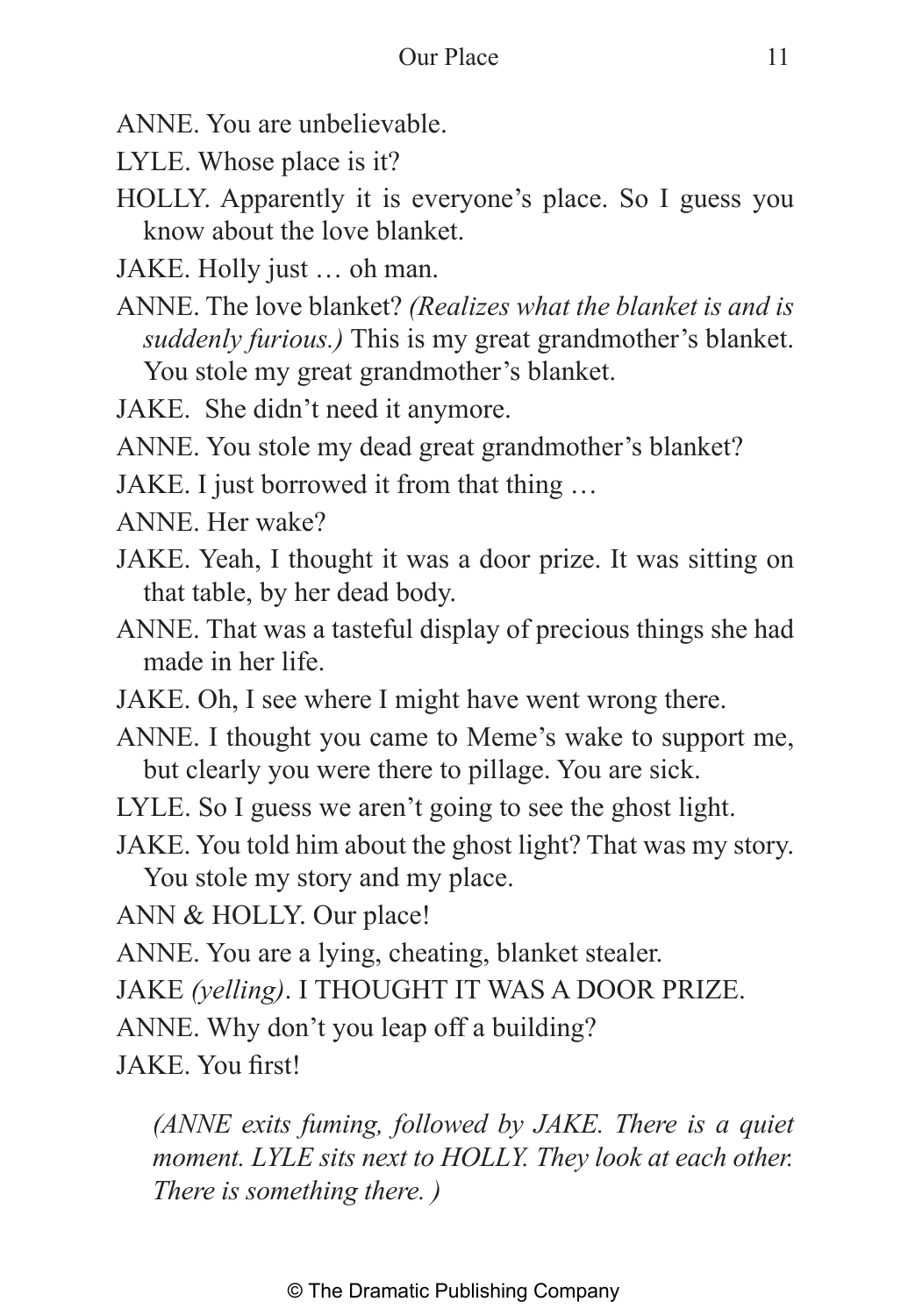ANNE. You are unbelievable.

LYLE. Whose place is it?

HOLLY. Apparently it is everyone's place. So I guess you know about the love blanket.

JAKE. Holly just … oh man.

ANNE. The love blanket? *(Realizes what the blanket is and is suddenly furious.)* This is my great grandmother's blanket. You stole my great grandmother's blanket.

JAKE.  She didn't need it anymore.

ANNE. You stole my dead great grandmother's blanket?

JAKE. I just borrowed it from that thing …

ANNE. Her wake?

JAKE. Yeah, I thought it was a door prize. It was sitting on that table, by her dead body.

ANNE. That was a tasteful display of precious things she had made in her life.

JAKE. Oh, I see where I might have went wrong there.

ANNE. I thought you came to Meme's wake to support me, but clearly you were there to pillage. You are sick.

LYLE. So I guess we aren't going to see the ghost light.

JAKE. You told him about the ghost light? That was my story. You stole my story and my place.

ANN & HOLLY. Our place!

ANNE. You are a lying, cheating, blanket stealer.

JAKE *(yelling)*. I THOUGHT IT WAS A DOOR PRIZE.

ANNE. Why don't you leap off a building?

JAKE. You first!

*(ANNE exits fuming, followed by JAKE. There is a quiet moment. LYLE sits next to HOLLY. They look at each other. There is something there. )*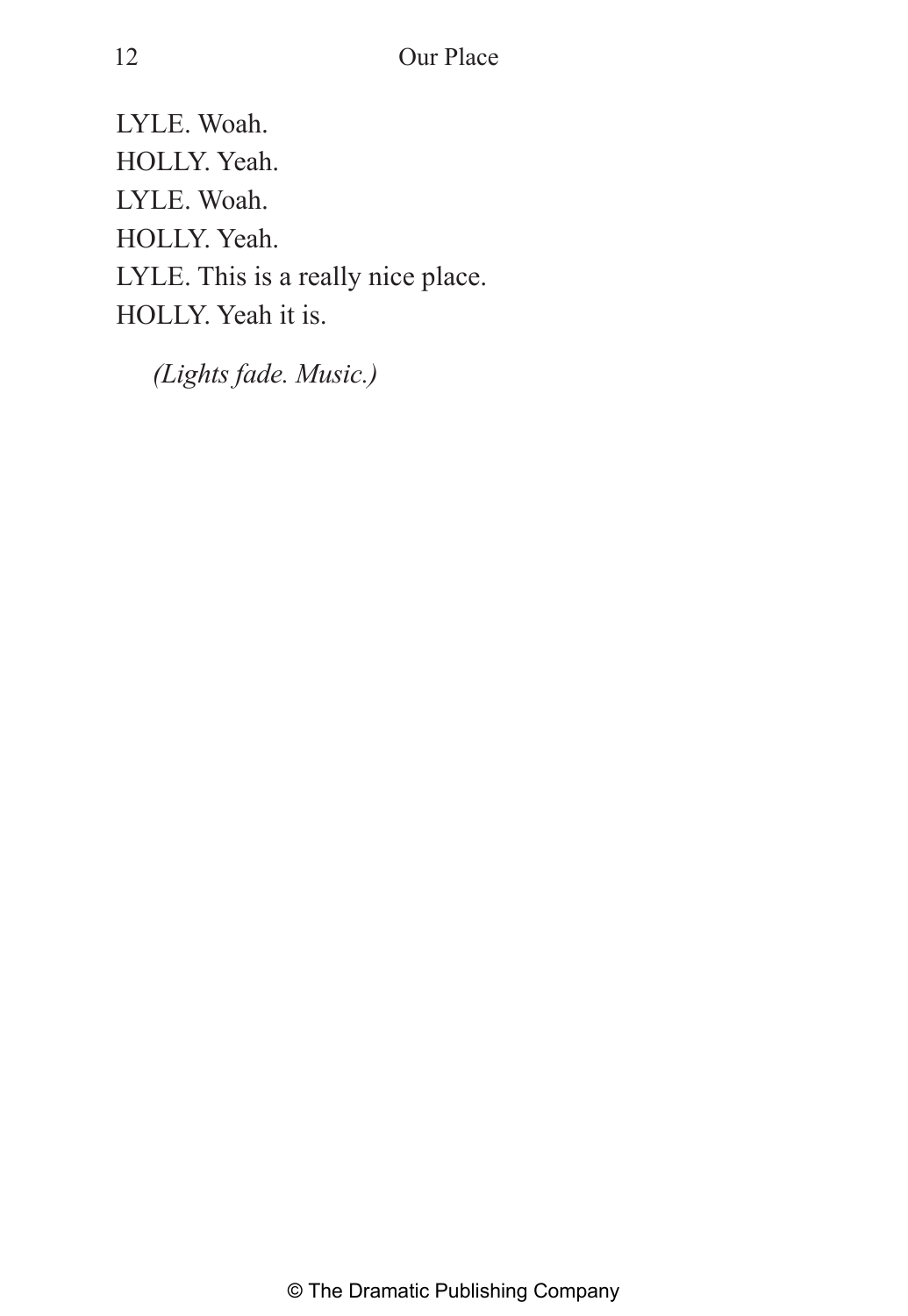LYLE. Woah.

HOLLY. Yeah.

LYLE. Woah.

HOLLY. Yeah.

LYLE. This is a really nice place.

HOLLY. Yeah it is.

*(Lights fade. Music.)*